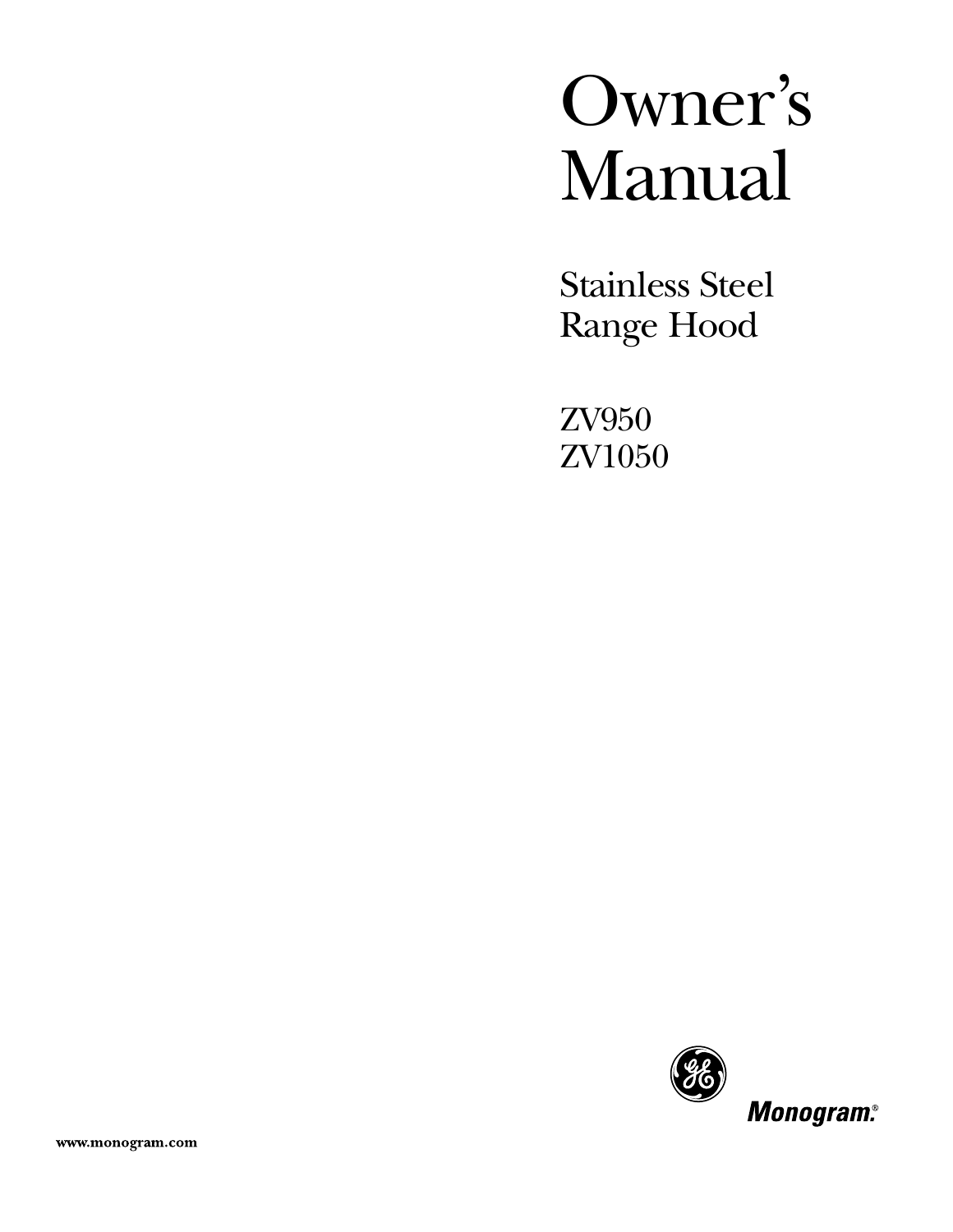# Owner's Manual

## Stainless Steel Range Hood

ZV950
ZV1050

Monogram®

www.monogram.com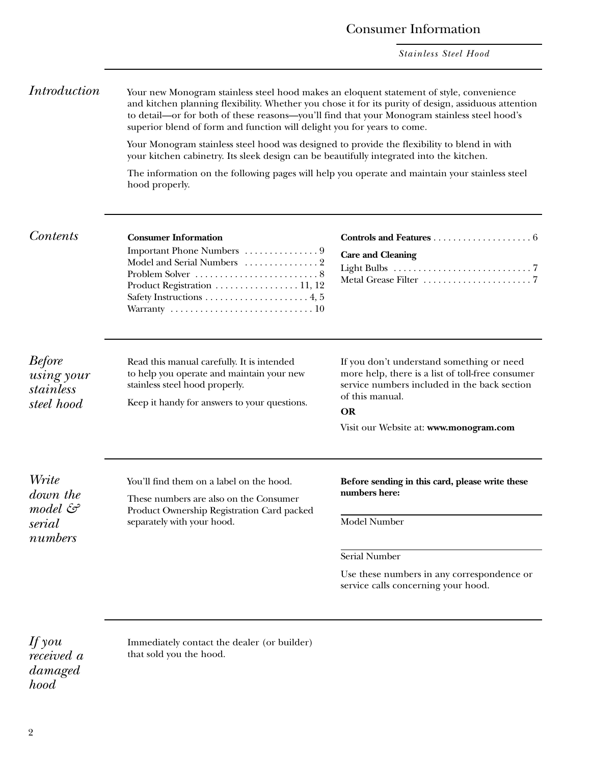# Consumer Information

*Stainless Steel Hood*

## *Introduction*

Your new Monogram stainless steel hood makes an eloquent statement of style, convenience and kitchen planning flexibility. Whether you chose it for its purity of design, assiduous attention to detail—or for both of these reasons—you'll find that your Monogram stainless steel hood's superior blend of form and function will delight you for years to come.

Your Monogram stainless steel hood was designed to provide the flexibility to blend in with your kitchen cabinetry. Its sleek design can be beautifully integrated into the kitchen.

The information on the following pages will help you operate and maintain your stainless steel hood properly.

## *Contents*

**Consumer Information**

- Important Phone Numbers . . . . . . . . . . . . . . . 9
- Model and Serial Numbers . . . . . . . . . . . . . . . 2
- Problem Solver . . . . . . . . . . . . . . . . . . . . . . . . . 8
- Product Registration . . . . . . . . . . . . . . . . . 11, 12
- Safety Instructions . . . . . . . . . . . . . . . . . . . . . 4, 5
- Warranty . . . . . . . . . . . . . . . . . . . . . . . . . . . . . 10

**Controls and Features** . . . . . . . . . . . . . . . . . . . . 6

**Care and Cleaning**

- Light Bulbs . . . . . . . . . . . . . . . . . . . . . . . . . . . . 7
- Metal Grease Filter . . . . . . . . . . . . . . . . . . . . . . 7

## *Before using your stainless steel hood*

Read this manual carefully. It is intended to help you operate and maintain your new stainless steel hood properly.

Keep it handy for answers to your questions.

If you don't understand something or need more help, there is a list of toll-free consumer service numbers included in the back section of this manual.

**OR**

Visit our Website at: **www.monogram.com**

## *Write down the model & serial numbers*

You'll find them on a label on the hood.

These numbers are also on the Consumer Product Ownership Registration Card packed separately with your hood.

**Before sending in this card, please write these numbers here:**

Model Number ____________________

Serial Number ____________________

Use these numbers in any correspondence or service calls concerning your hood.

## *If you received a damaged hood*

Immediately contact the dealer (or builder) that sold you the hood.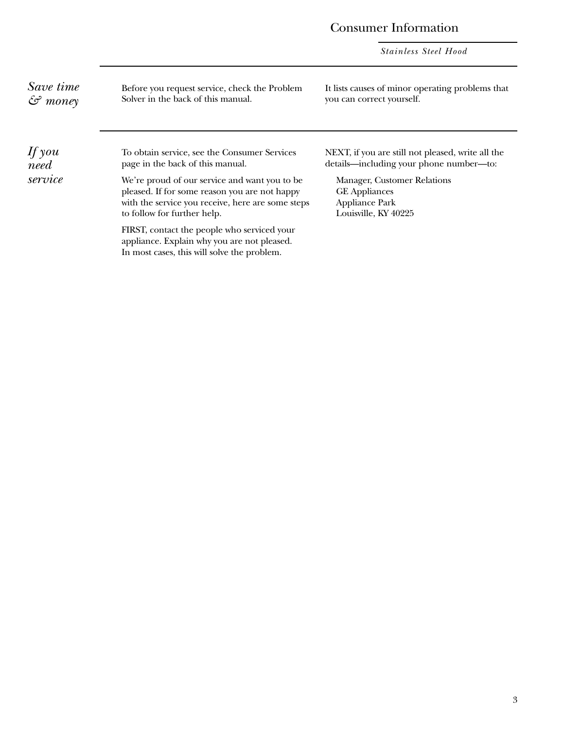# Consumer Information

*Stainless Steel Hood*

## *Save time & money*

Before you request service, check the Problem Solver in the back of this manual.

It lists causes of minor operating problems that you can correct yourself.

## *If you need service*

To obtain service, see the Consumer Services page in the back of this manual.

We're proud of our service and want you to be pleased. If for some reason you are not happy with the service you receive, here are some steps to follow for further help.

FIRST, contact the people who serviced your appliance. Explain why you are not pleased. In most cases, this will solve the problem.

NEXT, if you are still not pleased, write all the details—including your phone number—to:

Manager, Customer Relations  
GE Appliances  
Appliance Park  
Louisville, KY 40225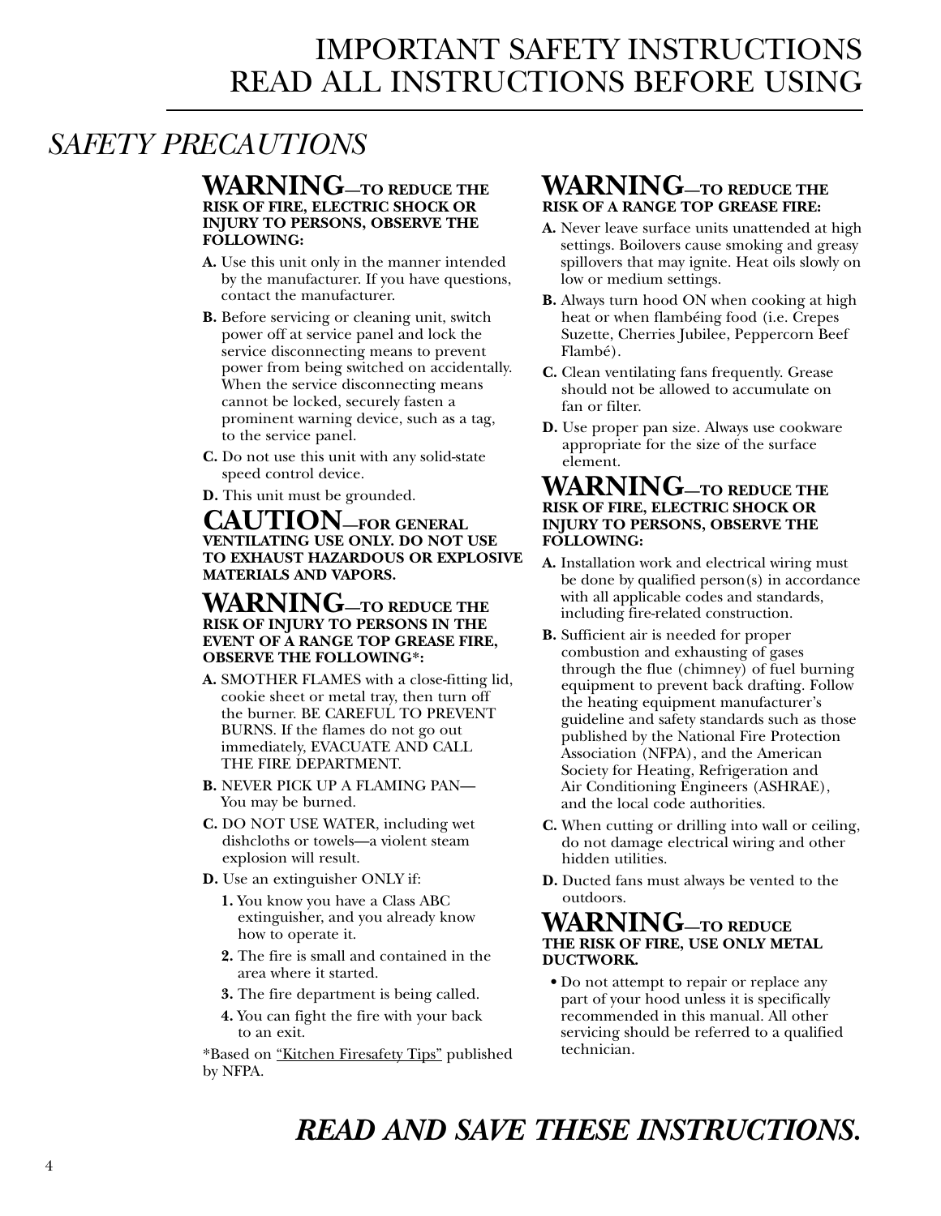# IMPORTANT SAFETY INSTRUCTIONS
# READ ALL INSTRUCTIONS BEFORE USING

## *SAFETY PRECAUTIONS*

**WARNING—TO REDUCE THE RISK OF FIRE, ELECTRIC SHOCK OR INJURY TO PERSONS, OBSERVE THE FOLLOWING:**

**A.** Use this unit only in the manner intended by the manufacturer. If you have questions, contact the manufacturer.

**B.** Before servicing or cleaning unit, switch power off at service panel and lock the service disconnecting means to prevent power from being switched on accidentally. When the service disconnecting means cannot be locked, securely fasten a prominent warning device, such as a tag, to the service panel.

**C.** Do not use this unit with any solid-state speed control device.

**D.** This unit must be grounded.

**CAUTION—FOR GENERAL VENTILATING USE ONLY. DO NOT USE TO EXHAUST HAZARDOUS OR EXPLOSIVE MATERIALS AND VAPORS.**

**WARNING—TO REDUCE THE RISK OF INJURY TO PERSONS IN THE EVENT OF A RANGE TOP GREASE FIRE, OBSERVE THE FOLLOWING*:**

**A.** SMOTHER FLAMES with a close-fitting lid, cookie sheet or metal tray, then turn off the burner. BE CAREFUL TO PREVENT BURNS. If the flames do not go out immediately, EVACUATE AND CALL THE FIRE DEPARTMENT.

**B.** NEVER PICK UP A FLAMING PAN—You may be burned.

**C.** DO NOT USE WATER, including wet dishcloths or towels—a violent steam explosion will result.

**D.** Use an extinguisher ONLY if:

1. You know you have a Class ABC extinguisher, and you already know how to operate it.
2. The fire is small and contained in the area where it started.
3. The fire department is being called.
4. You can fight the fire with your back to an exit.

*Based on "Kitchen Firesafety Tips" published by NFPA.

**WARNING—TO REDUCE THE RISK OF A RANGE TOP GREASE FIRE:**

**A.** Never leave surface units unattended at high settings. Boilovers cause smoking and greasy spillovers that may ignite. Heat oils slowly on low or medium settings.

**B.** Always turn hood ON when cooking at high heat or when flambéing food (i.e. Crepes Suzette, Cherries Jubilee, Peppercorn Beef Flambé).

**C.** Clean ventilating fans frequently. Grease should not be allowed to accumulate on fan or filter.

**D.** Use proper pan size. Always use cookware appropriate for the size of the surface element.

**WARNING—TO REDUCE THE RISK OF FIRE, ELECTRIC SHOCK OR INJURY TO PERSONS, OBSERVE THE FOLLOWING:**

**A.** Installation work and electrical wiring must be done by qualified person(s) in accordance with all applicable codes and standards, including fire-related construction.

**B.** Sufficient air is needed for proper combustion and exhausting of gases through the flue (chimney) of fuel burning equipment to prevent back drafting. Follow the heating equipment manufacturer's guideline and safety standards such as those published by the National Fire Protection Association (NFPA), and the American Society for Heating, Refrigeration and Air Conditioning Engineers (ASHRAE), and the local code authorities.

**C.** When cutting or drilling into wall or ceiling, do not damage electrical wiring and other hidden utilities.

**D.** Ducted fans must always be vented to the outdoors.

**WARNING—TO REDUCE THE RISK OF FIRE, USE ONLY METAL DUCTWORK.**

- Do not attempt to repair or replace any part of your hood unless it is specifically recommended in this manual. All other servicing should be referred to a qualified technician.

***READ AND SAVE THESE INSTRUCTIONS.***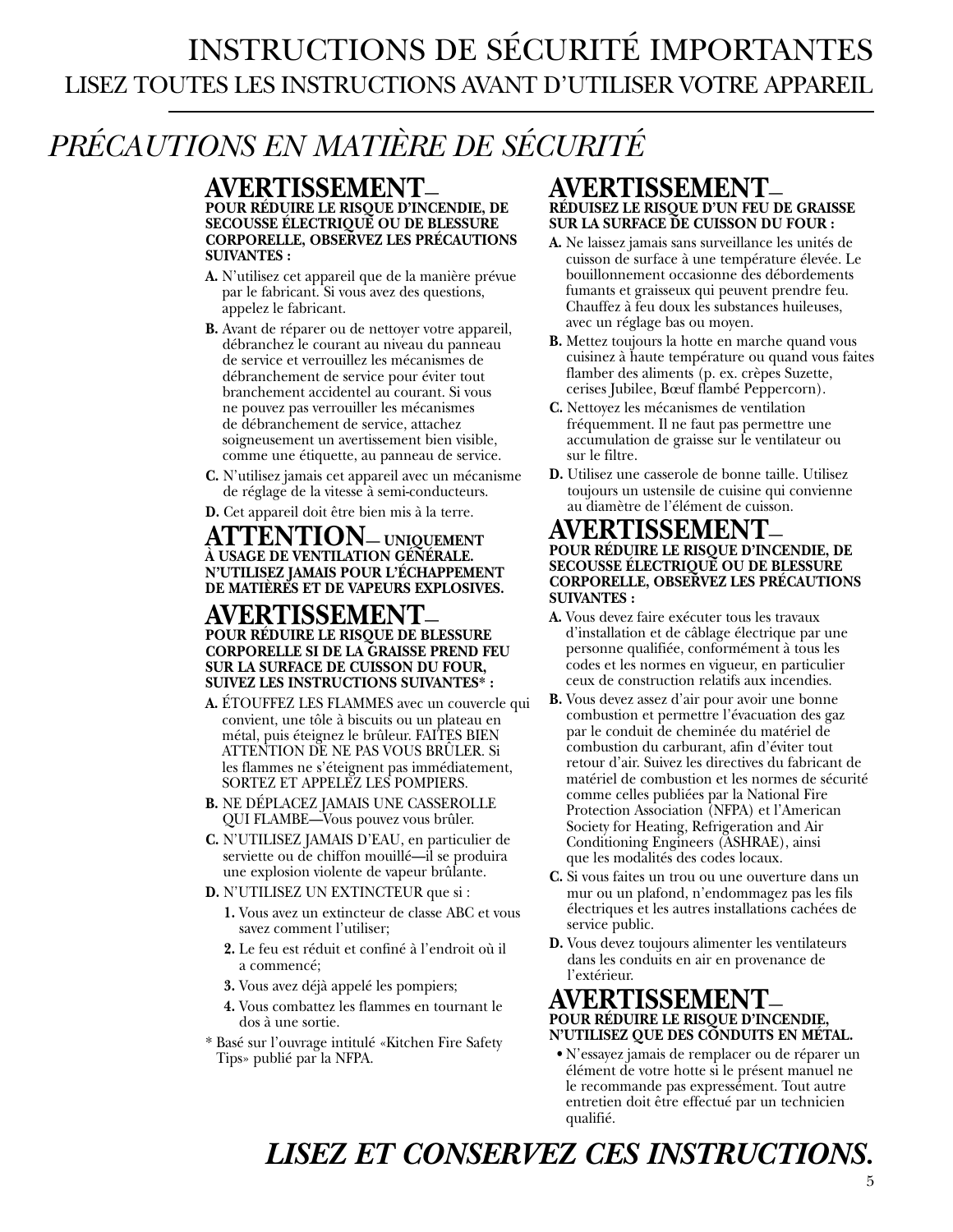# INSTRUCTIONS DE SÉCURITÉ IMPORTANTES

## LISEZ TOUTES LES INSTRUCTIONS AVANT D'UTILISER VOTRE APPAREIL

## *PRÉCAUTIONS EN MATIÈRE DE SÉCURITÉ*

### AVERTISSEMENT— POUR RÉDUIRE LE RISQUE D'INCENDIE, DE SECOUSSE ÉLECTRIQUE OU DE BLESSURE CORPORELLE, OBSERVEZ LES PRÉCAUTIONS SUIVANTES :

**A.** N'utilisez cet appareil que de la manière prévue par le fabricant. Si vous avez des questions, appelez le fabricant.

**B.** Avant de réparer ou de nettoyer votre appareil, débranchez le courant au niveau du panneau de service et verrouillez les mécanismes de débranchement de service pour éviter tout branchement accidentel au courant. Si vous ne pouvez pas verrouiller les mécanismes de débranchement de service, attachez soigneusement un avertissement bien visible, comme une étiquette, au panneau de service.

**C.** N'utilisez jamais cet appareil avec un mécanisme de réglage de la vitesse à semi-conducteurs.

**D.** Cet appareil doit être bien mis à la terre.

### ATTENTION— UNIQUEMENT À USAGE DE VENTILATION GÉNÉRALE. N'UTILISEZ JAMAIS POUR L'ÉCHAPPEMENT DE MATIÈRES ET DE VAPEURS EXPLOSIVES.

### AVERTISSEMENT— POUR RÉDUIRE LE RISQUE DE BLESSURE CORPORELLE SI DE LA GRAISSE PREND FEU SUR LA SURFACE DE CUISSON DU FOUR, SUIVEZ LES INSTRUCTIONS SUIVANTES* :

**A.** ÉTOUFFEZ LES FLAMMES avec un couvercle qui convient, une tôle à biscuits ou un plateau en métal, puis éteignez le brûleur. FAITES BIEN ATTENTION DE NE PAS VOUS BRÛLER. Si les flammes ne s'éteignent pas immédiatement, SORTEZ ET APPELEZ LES POMPIERS.

**B.** NE DÉPLACEZ JAMAIS UNE CASSEROLLE QUI FLAMBE—Vous pouvez vous brûler.

**C.** N'UTILISEZ JAMAIS D'EAU, en particulier de serviette ou de chiffon mouillé—il se produira une explosion violente de vapeur brûlante.

**D.** N'UTILISEZ UN EXTINCTEUR que si :

1. Vous avez un extincteur de classe ABC et vous savez comment l'utiliser;
2. Le feu est réduit et confiné à l'endroit où il a commencé;
3. Vous avez déjà appelé les pompiers;
4. Vous combattez les flammes en tournant le dos à une sortie.

* Basé sur l'ouvrage intitulé «Kitchen Fire Safety Tips» publié par la NFPA.

### AVERTISSEMENT— RÉDUISEZ LE RISQUE D'UN FEU DE GRAISSE SUR LA SURFACE DE CUISSON DU FOUR :

**A.** Ne laissez jamais sans surveillance les unités de cuisson de surface à une température élevée. Le bouillonnement occasionne des débordements fumants et graisseux qui peuvent prendre feu. Chauffez à feu doux les substances huileuses, avec un réglage bas ou moyen.

**B.** Mettez toujours la hotte en marche quand vous cuisinez à haute température ou quand vous faites flamber des aliments (p. ex. crèpes Suzette, cerises Jubilee, Bœuf flambé Peppercorn).

**C.** Nettoyez les mécanismes de ventilation fréquemment. Il ne faut pas permettre une accumulation de graisse sur le ventilateur ou sur le filtre.

**D.** Utilisez une casserole de bonne taille. Utilisez toujours un ustensile de cuisine qui convienne au diamètre de l'élément de cuisson.

### AVERTISSEMENT— POUR RÉDUIRE LE RISQUE D'INCENDIE, DE SECOUSSE ÉLECTRIQUE OU DE BLESSURE CORPORELLE, OBSERVEZ LES PRÉCAUTIONS SUIVANTES :

**A.** Vous devez faire exécuter tous les travaux d'installation et de câblage électrique par une personne qualifiée, conformément à tous les codes et les normes en vigueur, en particulier ceux de construction relatifs aux incendies.

**B.** Vous devez assez d'air pour avoir une bonne combustion et permettre l'évacuation des gaz par le conduit de cheminée du matériel de combustion du carburant, afin d'éviter tout retour d'air. Suivez les directives du fabricant de matériel de combustion et les normes de sécurité comme celles publiées par la National Fire Protection Association (NFPA) et l'American Society for Heating, Refrigeration and Air Conditioning Engineers (ASHRAE), ainsi que les modalités des codes locaux.

**C.** Si vous faites un trou ou une ouverture dans un mur ou un plafond, n'endommagez pas les fils électriques et les autres installations cachées de service public.

**D.** Vous devez toujours alimenter les ventilateurs dans les conduits en air en provenance de l'extérieur.

### AVERTISSEMENT— POUR RÉDUIRE LE RISQUE D'INCENDIE, N'UTILISEZ QUE DES CONDUITS EN MÉTAL.

- N'essayez jamais de remplacer ou de réparer un élément de votre hotte si le présent manuel ne le recommande pas expressément. Tout autre entretien doit être effectué par un technicien qualifié.

## *LISEZ ET CONSERVEZ CES INSTRUCTIONS.*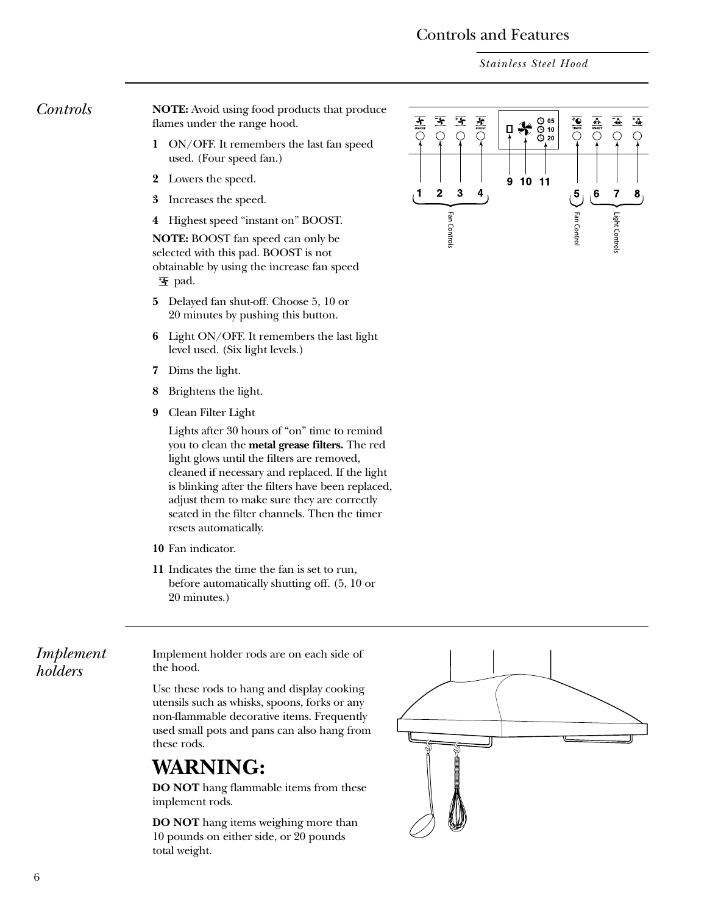# Controls and Features

*Stainless Steel Hood*

## *Controls*

**NOTE:** Avoid using food products that produce flames under the range hood.

**1** ON/OFF. It remembers the last fan speed used. (Four speed fan.)

**2** Lowers the speed.

**3** Increases the speed.

**4** Highest speed "instant on" BOOST.

**NOTE:** BOOST fan speed can only be selected with this pad. BOOST is not obtainable by using the increase fan speed pad.

**5** Delayed fan shut-off. Choose 5, 10 or 20 minutes by pushing this button.

**6** Light ON/OFF. It remembers the last light level used. (Six light levels.)

**7** Dims the light.

**8** Brightens the light.

**9** Clean Filter Light

Lights after 30 hours of "on" time to remind you to clean the **metal grease filters.** The red light glows until the filters are removed, cleaned if necessary and replaced. If the light is blinking after the filters have been replaced, adjust them to make sure they are correctly seated in the filter channels. Then the timer resets automatically.

**10** Fan indicator.

**11** Indicates the time the fan is set to run, before automatically shutting off. (5, 10 or 20 minutes.)

ON/OFF BOOST 05 10 20 TIMER ON/OFF

1 2 3 4 9 10 11 5 6 7 8

Fan Controls Fan Control Light Controls

## *Implement holders*

Implement holder rods are on each side of the hood.

Use these rods to hang and display cooking utensils such as whisks, spoons, forks or any non-flammable decorative items. Frequently used small pots and pans can also hang from these rods.

# WARNING:

**DO NOT** hang flammable items from these implement rods.

**DO NOT** hang items weighing more than 10 pounds on either side, or 20 pounds total weight.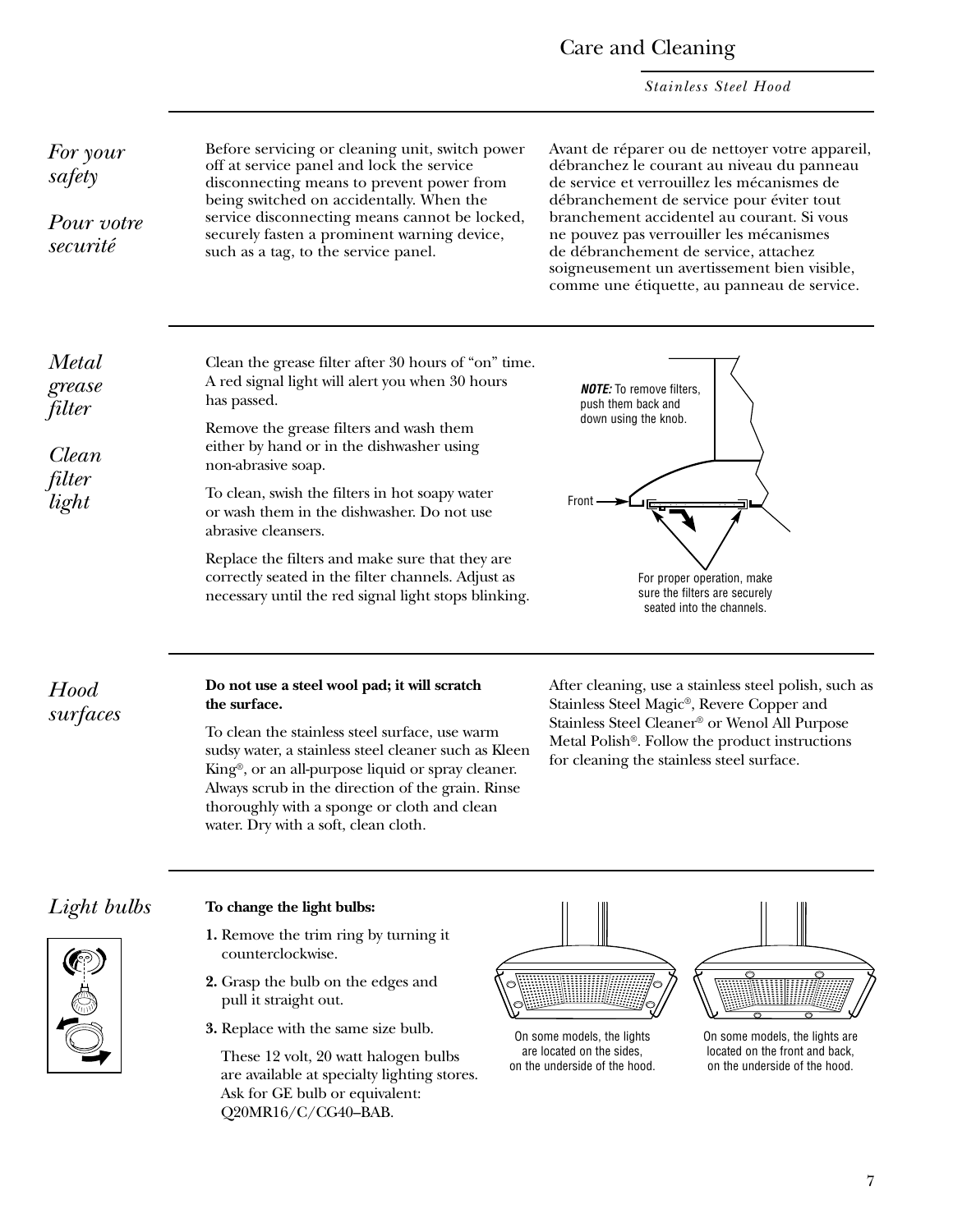# Care and Cleaning

*Stainless Steel Hood*

## *For your safety*

## *Pour votre securité*

Before servicing or cleaning unit, switch power off at service panel and lock the service disconnecting means to prevent power from being switched on accidentally. When the service disconnecting means cannot be locked, securely fasten a prominent warning device, such as a tag, to the service panel.

Avant de réparer ou de nettoyer votre appareil, débranchez le courant au niveau du panneau de service et verrouillez les mécanismes de débranchement de service pour éviter tout branchement accidentel au courant. Si vous ne pouvez pas verrouiller les mécanismes de débranchement de service, attachez soigneusement un avertissement bien visible, comme une étiquette, au panneau de service.

## *Metal grease filter*

## *Clean filter light*

Clean the grease filter after 30 hours of "on" time. A red signal light will alert you when 30 hours has passed.

Remove the grease filters and wash them either by hand or in the dishwasher using non-abrasive soap.

To clean, swish the filters in hot soapy water or wash them in the dishwasher. Do not use abrasive cleansers.

Replace the filters and make sure that they are correctly seated in the filter channels. Adjust as necessary until the red signal light stops blinking.

***NOTE:*** To remove filters, push them back and down using the knob.

Front

For proper operation, make sure the filters are securely seated into the channels.

## *Hood surfaces*

**Do not use a steel wool pad; it will scratch the surface.**

To clean the stainless steel surface, use warm sudsy water, a stainless steel cleaner such as Kleen King®, or an all-purpose liquid or spray cleaner. Always scrub in the direction of the grain. Rinse thoroughly with a sponge or cloth and clean water. Dry with a soft, clean cloth.

After cleaning, use a stainless steel polish, such as Stainless Steel Magic®, Revere Copper and Stainless Steel Cleaner® or Wenol All Purpose Metal Polish®. Follow the product instructions for cleaning the stainless steel surface.

## *Light bulbs*

**To change the light bulbs:**

1. Remove the trim ring by turning it counterclockwise.
2. Grasp the bulb on the edges and pull it straight out.
3. Replace with the same size bulb.

   These 12 volt, 20 watt halogen bulbs are available at specialty lighting stores. Ask for GE bulb or equivalent: Q20MR16/C/CG40–BAB.

On some models, the lights are located on the sides, on the underside of the hood.

On some models, the lights are located on the front and back, on the underside of the hood.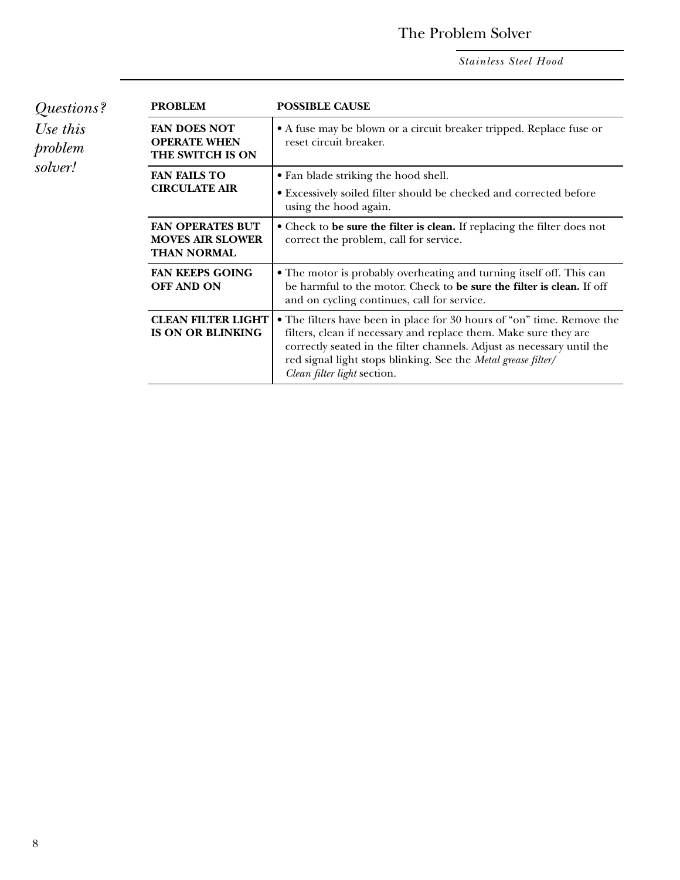# The Problem Solver

*Stainless Steel Hood*

*Questions? Use this problem solver!*

| PROBLEM | POSSIBLE CAUSE |
|---|---|
| **FAN DOES NOT OPERATE WHEN THE SWITCH IS ON** | • A fuse may be blown or a circuit breaker tripped. Replace fuse or reset circuit breaker. |
| **FAN FAILS TO CIRCULATE AIR** | • Fan blade striking the hood shell.<br>• Excessively soiled filter should be checked and corrected before using the hood again. |
| **FAN OPERATES BUT MOVES AIR SLOWER THAN NORMAL** | • Check to **be sure the filter is clean.** If replacing the filter does not correct the problem, call for service. |
| **FAN KEEPS GOING OFF AND ON** | • The motor is probably overheating and turning itself off. This can be harmful to the motor. Check to **be sure the filter is clean.** If off and on cycling continues, call for service. |
| **CLEAN FILTER LIGHT IS ON OR BLINKING** | • The filters have been in place for 30 hours of "on" time. Remove the filters, clean if necessary and replace them. Make sure they are correctly seated in the filter channels. Adjust as necessary until the red signal light stops blinking. See the *Metal grease filter/ Clean filter light* section. |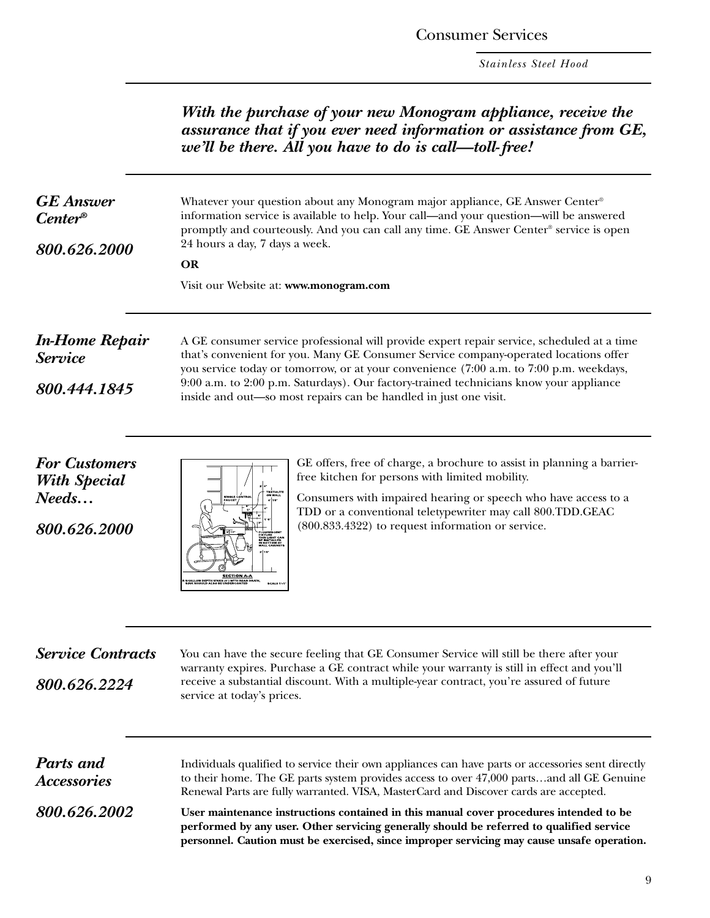*With the purchase of your new Monogram appliance, receive the assurance that if you ever need information or assistance from GE, we'll be there. All you have to do is call—toll-free!*

## *GE Answer Center®*

## *800.626.2000*

Whatever your question about any Monogram major appliance, GE Answer Center® information service is available to help. Your call—and your question—will be answered promptly and courteously. And you can call any time. GE Answer Center® service is open 24 hours a day, 7 days a week.

**OR**

Visit our Website at: **www.monogram.com**

## *In-Home Repair Service*

## *800.444.1845*

A GE consumer service professional will provide expert repair service, scheduled at a time that's convenient for you. Many GE Consumer Service company-operated locations offer you service today or tomorrow, or at your convenience (7:00 a.m. to 7:00 p.m. weekdays, 9:00 a.m. to 2:00 p.m. Saturdays). Our factory-trained technicians know your appliance inside and out—so most repairs can be handled in just one visit.

## *For Customers With Special Needs…*

## *800.626.2000*

GE offers, free of charge, a brochure to assist in planning a barrier-free kitchen for persons with limited mobility.

Consumers with impaired hearing or speech who have access to a TDD or a conventional teletypewriter may call 800.TDD.GEAC (800.833.4322) to request information or service.

## *Service Contracts*

## *800.626.2224*

You can have the secure feeling that GE Consumer Service will still be there after your warranty expires. Purchase a GE contract while your warranty is still in effect and you'll receive a substantial discount. With a multiple-year contract, you're assured of future service at today's prices.

## *Parts and Accessories*

## *800.626.2002*

Individuals qualified to service their own appliances can have parts or accessories sent directly to their home. The GE parts system provides access to over 47,000 parts…and all GE Genuine Renewal Parts are fully warranted. VISA, MasterCard and Discover cards are accepted.

**User maintenance instructions contained in this manual cover procedures intended to be performed by any user. Other servicing generally should be referred to qualified service personnel. Caution must be exercised, since improper servicing may cause unsafe operation.**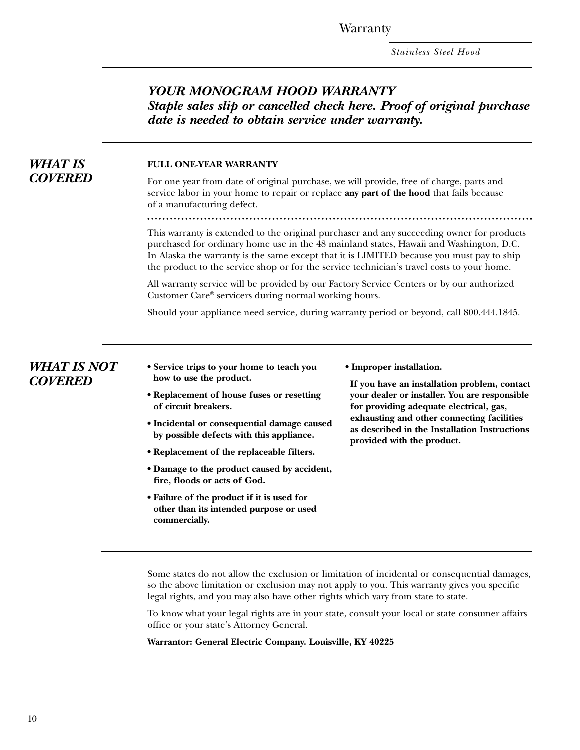## *YOUR MONOGRAM HOOD WARRANTY*

***Staple sales slip or cancelled check here. Proof of original purchase date is needed to obtain service under warranty.***

### *WHAT IS COVERED*

**FULL ONE-YEAR WARRANTY**

For one year from date of original purchase, we will provide, free of charge, parts and service labor in your home to repair or replace **any part of the hood** that fails because of a manufacturing defect.

This warranty is extended to the original purchaser and any succeeding owner for products purchased for ordinary home use in the 48 mainland states, Hawaii and Washington, D.C. In Alaska the warranty is the same except that it is LIMITED because you must pay to ship the product to the service shop or for the service technician's travel costs to your home.

All warranty service will be provided by our Factory Service Centers or by our authorized Customer Care® servicers during normal working hours.

Should your appliance need service, during warranty period or beyond, call 800.444.1845.

### *WHAT IS NOT COVERED*

- **Service trips to your home to teach you how to use the product.**
- **Replacement of house fuses or resetting of circuit breakers.**
- **Incidental or consequential damage caused by possible defects with this appliance.**
- **Replacement of the replaceable filters.**
- **Damage to the product caused by accident, fire, floods or acts of God.**
- **Failure of the product if it is used for other than its intended purpose or used commercially.**
- **Improper installation.**

  **If you have an installation problem, contact your dealer or installer. You are responsible for providing adequate electrical, gas, exhausting and other connecting facilities as described in the Installation Instructions provided with the product.**

Some states do not allow the exclusion or limitation of incidental or consequential damages, so the above limitation or exclusion may not apply to you. This warranty gives you specific legal rights, and you may also have other rights which vary from state to state.

To know what your legal rights are in your state, consult your local or state consumer affairs office or your state's Attorney General.

**Warrantor: General Electric Company. Louisville, KY 40225**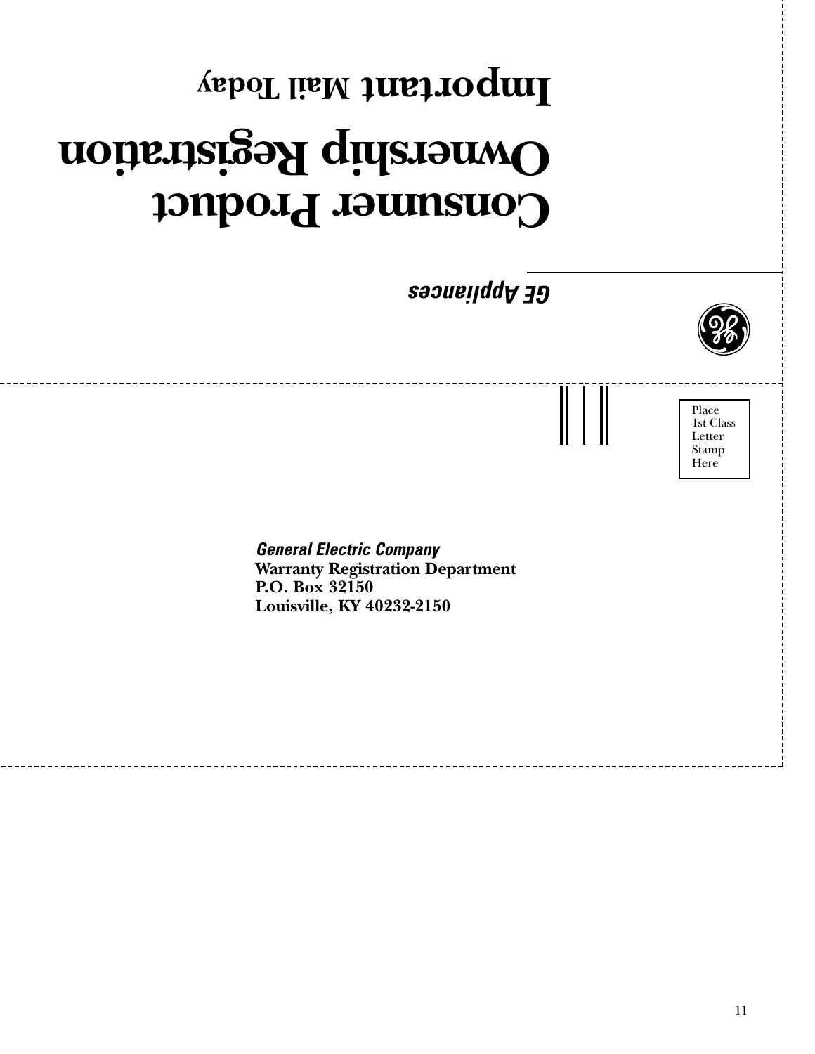# Consumer Product Ownership Registration

## Important Mail Today

*GE Appliances*

Place
1st Class
Letter
Stamp
Here

***General Electric Company***
**Warranty Registration Department**
**P.O. Box 32150**
**Louisville, KY 40232-2150**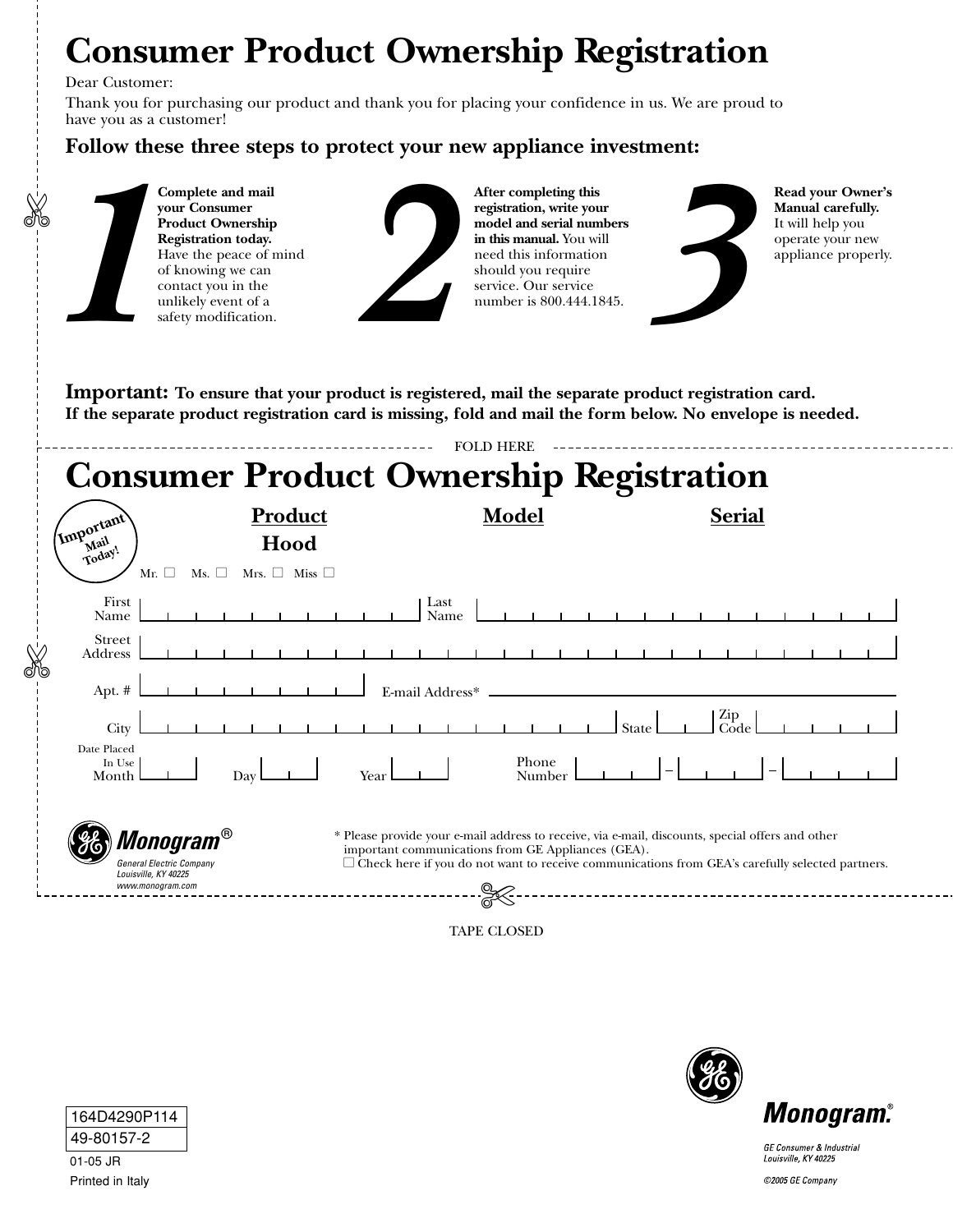# Consumer Product Ownership Registration

Dear Customer:

Thank you for purchasing our product and thank you for placing your confidence in us. We are proud to have you as a customer!

## Follow these three steps to protect your new appliance investment:

**1** **Complete and mail your Consumer Product Ownership Registration today.** Have the peace of mind of knowing we can contact you in the unlikely event of a safety modification.

**2** **After completing this registration, write your model and serial numbers in this manual.** You will need this information should you require service. Our service number is 800.444.1845.

**3** **Read your Owner's Manual carefully.** It will help you operate your new appliance properly.

**Important: To ensure that your product is registered, mail the separate product registration card. If the separate product registration card is missing, fold and mail the form below. No envelope is needed.**

FOLD HERE

# Consumer Product Ownership Registration

Important Mail Today!

| Product | Model | Serial |
|---|---|---|
| Hood | | |

Mr. ☐ Ms. ☐ Mrs. ☐ Miss ☐

First Name ____________ Last Name ____________

Street Address ____________

Apt. # ____________ E-mail Address* ____________

City ____________ State ____ Zip Code ____________

Date Placed In Use Month ____ Day ____ Year ____

Phone Number ____ – ____ – ____

Monogram®
General Electric Company
Louisville, KY 40225
www.monogram.com

\* Please provide your e-mail address to receive, via e-mail, discounts, special offers and other important communications from GE Appliances (GEA).
☐ Check here if you do not want to receive communications from GEA's carefully selected partners.

TAPE CLOSED

164D4290P114
49-80157-2
01-05 JR
Printed in Italy

Monogram.®
GE Consumer & Industrial
Louisville, KY 40225
©2005 GE Company